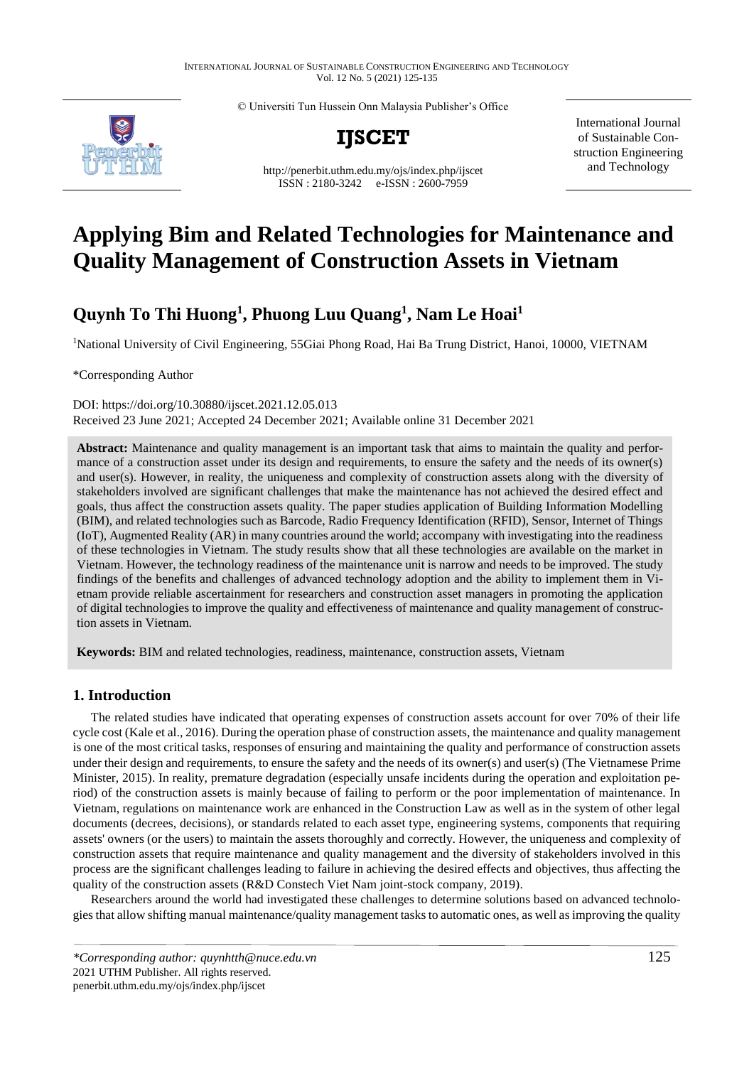© Universiti Tun Hussein Onn Malaysia Publisher's Office

**IJSCET**

http://penerbit.uthm.edu.my/ojs/index.php/ijscet
ISSN : 2180-3242 e-ISSN : 2600-7959

International Journal of Sustainable Construction Engineering and Technology

# Applying Bim and Related Technologies for Maintenance and Quality Management of Construction Assets in Vietnam

## Quynh To Thi Huong[1], Phuong Luu Quang[1], Nam Le Hoai[1]

[1]National University of Civil Engineering, 55Giai Phong Road, Hai Ba Trung District, Hanoi, 10000, VIETNAM

*Corresponding Author

DOI: https://doi.org/10.30880/ijscet.2021.12.05.013
Received 23 June 2021; Accepted 24 December 2021; Available online 31 December 2021

**Abstract:** Maintenance and quality management is an important task that aims to maintain the quality and performance of a construction asset under its design and requirements, to ensure the safety and the needs of its owner(s) and user(s). However, in reality, the uniqueness and complexity of construction assets along with the diversity of stakeholders involved are significant challenges that make the maintenance has not achieved the desired effect and goals, thus affect the construction assets quality. The paper studies application of Building Information Modelling (BIM), and related technologies such as Barcode, Radio Frequency Identification (RFID), Sensor, Internet of Things (IoT), Augmented Reality (AR) in many countries around the world; accompany with investigating into the readiness of these technologies in Vietnam. The study results show that all these technologies are available on the market in Vietnam. However, the technology readiness of the maintenance unit is narrow and needs to be improved. The study findings of the benefits and challenges of advanced technology adoption and the ability to implement them in Vietnam provide reliable ascertainment for researchers and construction asset managers in promoting the application of digital technologies to improve the quality and effectiveness of maintenance and quality management of construction assets in Vietnam.

**Keywords:** BIM and related technologies, readiness, maintenance, construction assets, Vietnam

## 1. Introduction

The related studies have indicated that operating expenses of construction assets account for over 70% of their life cycle cost (Kale et al., 2016). During the operation phase of construction assets, the maintenance and quality management is one of the most critical tasks, responses of ensuring and maintaining the quality and performance of construction assets under their design and requirements, to ensure the safety and the needs of its owner(s) and user(s) (The Vietnamese Prime Minister, 2015). In reality, premature degradation (especially unsafe incidents during the operation and exploitation period) of the construction assets is mainly because of failing to perform or the poor implementation of maintenance. In Vietnam, regulations on maintenance work are enhanced in the Construction Law as well as in the system of other legal documents (decrees, decisions), or standards related to each asset type, engineering systems, components that requiring assets' owners (or the users) to maintain the assets thoroughly and correctly. However, the uniqueness and complexity of construction assets that require maintenance and quality management and the diversity of stakeholders involved in this process are the significant challenges leading to failure in achieving the desired effects and objectives, thus affecting the quality of the construction assets (R&D Constech Viet Nam joint-stock company, 2019).

Researchers around the world had investigated these challenges to determine solutions based on advanced technologies that allow shifting manual maintenance/quality management tasks to automatic ones, as well as improving the quality

*\*Corresponding author: quynhtth@nuce.edu.vn*
2021 UTHM Publisher. All rights reserved.
penerbit.uthm.edu.my/ojs/index.php/ijscet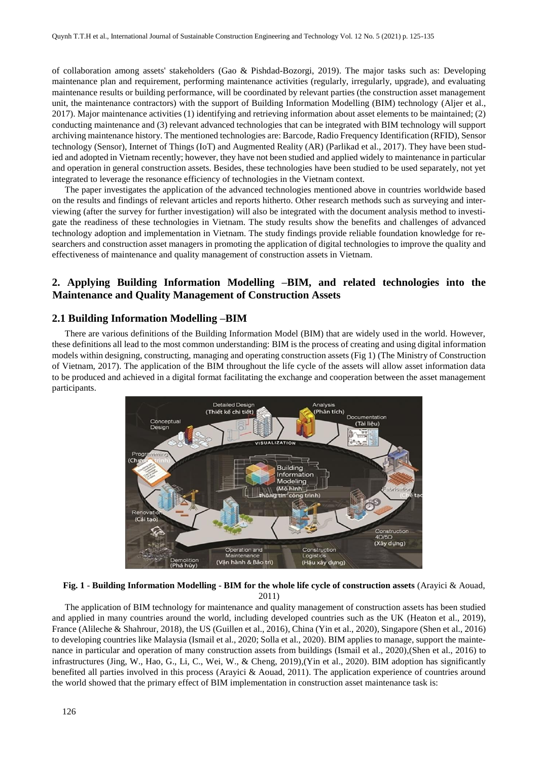of collaboration among assets' stakeholders (Gao & Pishdad-Bozorgi, 2019). The major tasks such as: Developing maintenance plan and requirement, performing maintenance activities (regularly, irregularly, upgrade), and evaluating maintenance results or building performance, will be coordinated by relevant parties (the construction asset management unit, the maintenance contractors) with the support of Building Information Modelling (BIM) technology (Aljer et al., 2017). Major maintenance activities (1) identifying and retrieving information about asset elements to be maintained; (2) conducting maintenance and (3) relevant advanced technologies that can be integrated with BIM technology will support archiving maintenance history. The mentioned technologies are: Barcode, Radio Frequency Identification (RFID), Sensor technology (Sensor), Internet of Things (IoT) and Augmented Reality (AR) (Parlikad et al., 2017). They have been studied and adopted in Vietnam recently; however, they have not been studied and applied widely to maintenance in particular and operation in general construction assets. Besides, these technologies have been studied to be used separately, not yet integrated to leverage the resonance efficiency of technologies in the Vietnam context.

The paper investigates the application of the advanced technologies mentioned above in countries worldwide based on the results and findings of relevant articles and reports hitherto. Other research methods such as surveying and interviewing (after the survey for further investigation) will also be integrated with the document analysis method to investigate the readiness of these technologies in Vietnam. The study results show the benefits and challenges of advanced technology adoption and implementation in Vietnam. The study findings provide reliable foundation knowledge for researchers and construction asset managers in promoting the application of digital technologies to improve the quality and effectiveness of maintenance and quality management of construction assets in Vietnam.

## 2. Applying Building Information Modelling –BIM, and related technologies into the Maintenance and Quality Management of Construction Assets

### 2.1 Building Information Modelling –BIM

There are various definitions of the Building Information Model (BIM) that are widely used in the world. However, these definitions all lead to the most common understanding: BIM is the process of creating and using digital information models within designing, constructing, managing and operating construction assets (Fig 1) (The Ministry of Construction of Vietnam, 2017). The application of the BIM throughout the life cycle of the assets will allow asset information data to be produced and achieved in a digital format facilitating the exchange and cooperation between the asset management participants.

**Fig. 1 - Building Information Modelling - BIM for the whole life cycle of construction assets** (Arayici & Aouad, 2011)

The application of BIM technology for maintenance and quality management of construction assets has been studied and applied in many countries around the world, including developed countries such as the UK (Heaton et al., 2019), France (Alileche & Shahrour, 2018), the US (Guillen et al., 2016), China (Yin et al., 2020), Singapore (Shen et al., 2016) to developing countries like Malaysia (Ismail et al., 2020; Solla et al., 2020). BIM applies to manage, support the maintenance in particular and operation of many construction assets from buildings (Ismail et al., 2020),(Shen et al., 2016) to infrastructures (Jing, W., Hao, G., Li, C., Wei, W., & Cheng, 2019),(Yin et al., 2020). BIM adoption has significantly benefited all parties involved in this process (Arayici & Aouad, 2011). The application experience of countries around the world showed that the primary effect of BIM implementation in construction asset maintenance task is: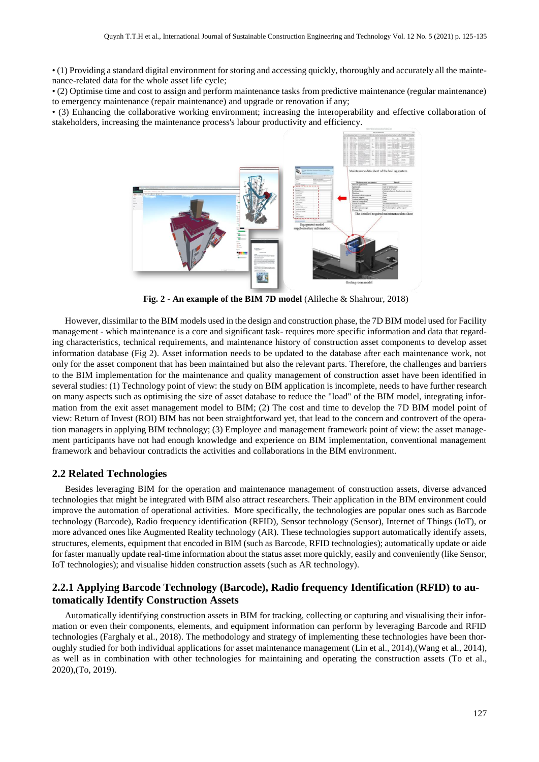• (1) Providing a standard digital environment for storing and accessing quickly, thoroughly and accurately all the maintenance-related data for the whole asset life cycle;

• (2) Optimise time and cost to assign and perform maintenance tasks from predictive maintenance (regular maintenance) to emergency maintenance (repair maintenance) and upgrade or renovation if any;

• (3) Enhancing the collaborative working environment; increasing the interoperability and effective collaboration of stakeholders, increasing the maintenance process's labour productivity and efficiency.

**Fig. 2** - **An example of the BIM 7D model** (Alileche & Shahrour, 2018)

However, dissimilar to the BIM models used in the design and construction phase, the 7D BIM model used for Facility management - which maintenance is a core and significant task- requires more specific information and data that regarding characteristics, technical requirements, and maintenance history of construction asset components to develop asset information database (Fig 2). Asset information needs to be updated to the database after each maintenance work, not only for the asset component that has been maintained but also the relevant parts. Therefore, the challenges and barriers to the BIM implementation for the maintenance and quality management of construction asset have been identified in several studies: (1) Technology point of view: the study on BIM application is incomplete, needs to have further research on many aspects such as optimising the size of asset database to reduce the "load" of the BIM model, integrating information from the exit asset management model to BIM; (2) The cost and time to develop the 7D BIM model point of view: Return of Invest (ROI) BIM has not been straightforward yet, that lead to the concern and controvert of the operation managers in applying BIM technology; (3) Employee and management framework point of view: the asset management participants have not had enough knowledge and experience on BIM implementation, conventional management framework and behaviour contradicts the activities and collaborations in the BIM environment.

## 2.2 Related Technologies

Besides leveraging BIM for the operation and maintenance management of construction assets, diverse advanced technologies that might be integrated with BIM also attract researchers. Their application in the BIM environment could improve the automation of operational activities. More specifically, the technologies are popular ones such as Barcode technology (Barcode), Radio frequency identification (RFID), Sensor technology (Sensor), Internet of Things (IoT), or more advanced ones like Augmented Reality technology (AR). These technologies support automatically identify assets, structures, elements, equipment that encoded in BIM (such as Barcode, RFID technologies); automatically update or aide for faster manually update real-time information about the status asset more quickly, easily and conveniently (like Sensor, IoT technologies); and visualise hidden construction assets (such as AR technology).

### 2.2.1 Applying Barcode Technology (Barcode), Radio frequency Identification (RFID) to automatically Identify Construction Assets

Automatically identifying construction assets in BIM for tracking, collecting or capturing and visualising their information or even their components, elements, and equipment information can perform by leveraging Barcode and RFID technologies (Farghaly et al., 2018). The methodology and strategy of implementing these technologies have been thoroughly studied for both individual applications for asset maintenance management (Lin et al., 2014),(Wang et al., 2014), as well as in combination with other technologies for maintaining and operating the construction assets (To et al., 2020),(To, 2019).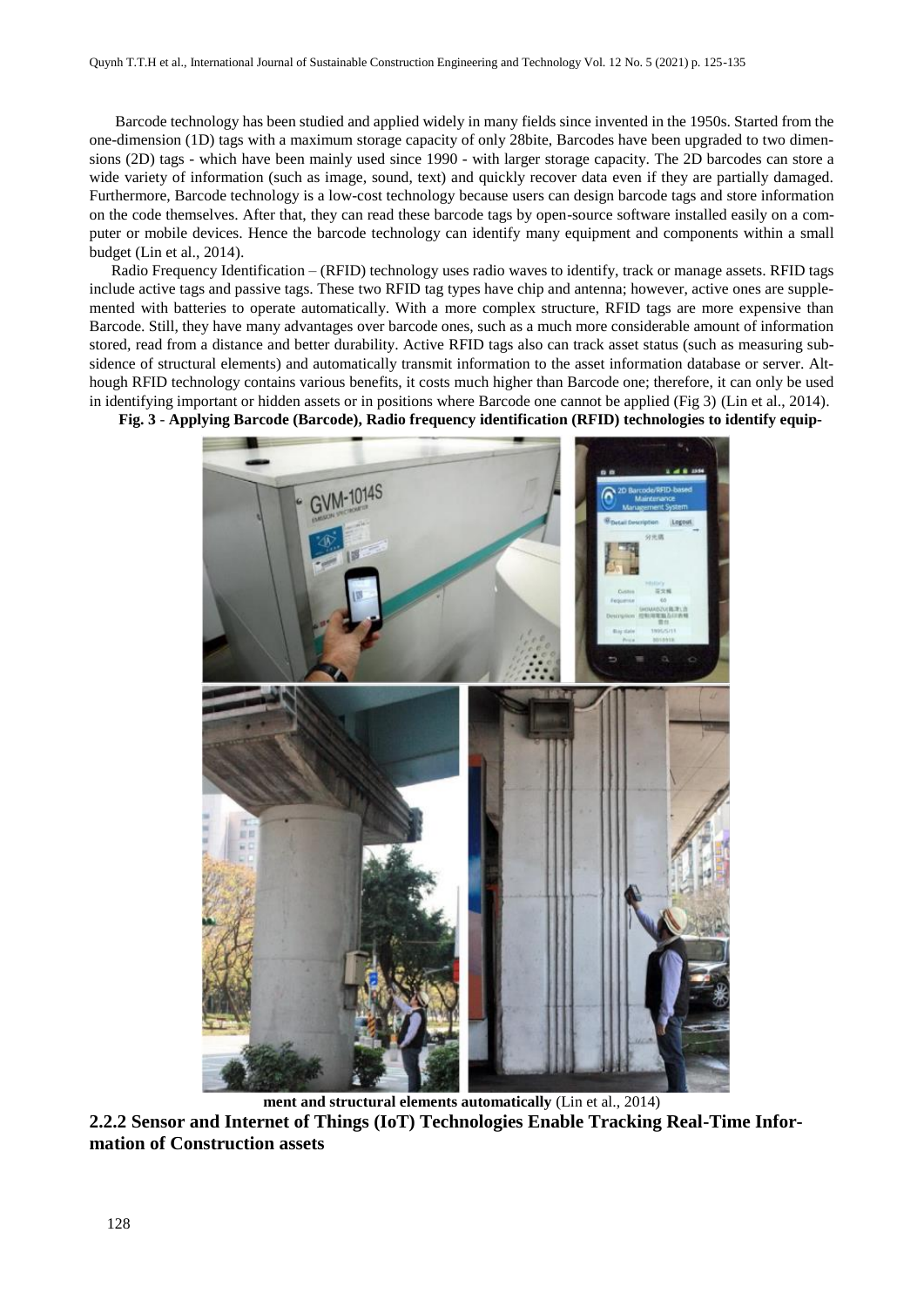Barcode technology has been studied and applied widely in many fields since invented in the 1950s. Started from the one-dimension (1D) tags with a maximum storage capacity of only 28bite, Barcodes have been upgraded to two dimensions (2D) tags - which have been mainly used since 1990 - with larger storage capacity. The 2D barcodes can store a wide variety of information (such as image, sound, text) and quickly recover data even if they are partially damaged. Furthermore, Barcode technology is a low-cost technology because users can design barcode tags and store information on the code themselves. After that, they can read these barcode tags by open-source software installed easily on a computer or mobile devices. Hence the barcode technology can identify many equipment and components within a small budget (Lin et al., 2014).

Radio Frequency Identification – (RFID) technology uses radio waves to identify, track or manage assets. RFID tags include active tags and passive tags. These two RFID tag types have chip and antenna; however, active ones are supplemented with batteries to operate automatically. With a more complex structure, RFID tags are more expensive than Barcode. Still, they have many advantages over barcode ones, such as a much more considerable amount of information stored, read from a distance and better durability. Active RFID tags also can track asset status (such as measuring subsidence of structural elements) and automatically transmit information to the asset information database or server. Although RFID technology contains various benefits, it costs much higher than Barcode one; therefore, it can only be used in identifying important or hidden assets or in positions where Barcode one cannot be applied (Fig 3) (Lin et al., 2014).

**Fig. 3 - Applying Barcode (Barcode), Radio frequency identification (RFID) technologies to identify equipment and structural elements automatically** (Lin et al., 2014)

### 2.2.2 Sensor and Internet of Things (IoT) Technologies Enable Tracking Real-Time Information of Construction assets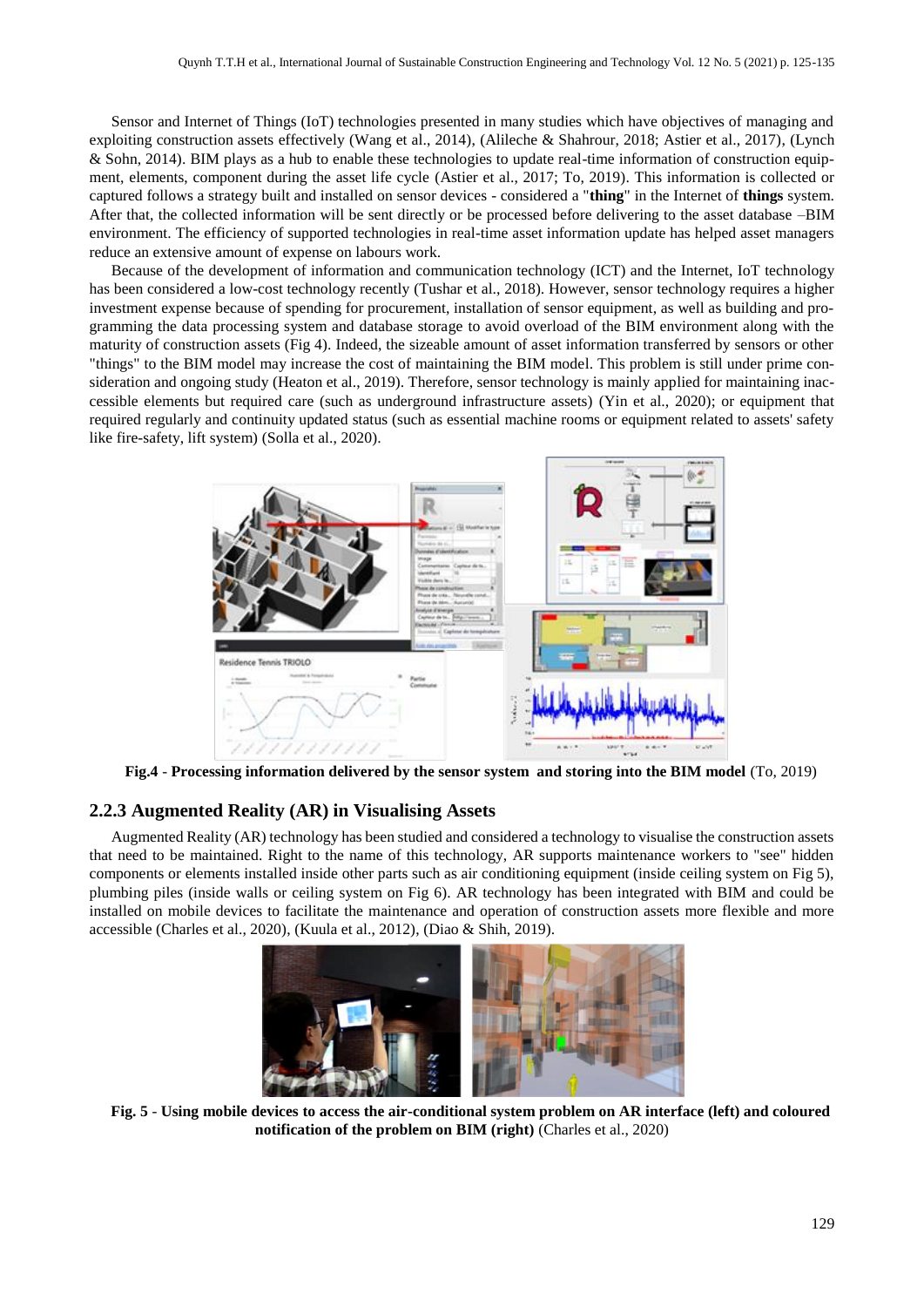Sensor and Internet of Things (IoT) technologies presented in many studies which have objectives of managing and exploiting construction assets effectively (Wang et al., 2014), (Alileche & Shahrour, 2018; Astier et al., 2017), (Lynch & Sohn, 2014). BIM plays as a hub to enable these technologies to update real-time information of construction equipment, elements, component during the asset life cycle (Astier et al., 2017; To, 2019). This information is collected or captured follows a strategy built and installed on sensor devices - considered a "**thing**" in the Internet of **things** system. After that, the collected information will be sent directly or be processed before delivering to the asset database –BIM environment. The efficiency of supported technologies in real-time asset information update has helped asset managers reduce an extensive amount of expense on labours work.

Because of the development of information and communication technology (ICT) and the Internet, IoT technology has been considered a low-cost technology recently (Tushar et al., 2018). However, sensor technology requires a higher investment expense because of spending for procurement, installation of sensor equipment, as well as building and programming the data processing system and database storage to avoid overload of the BIM environment along with the maturity of construction assets (Fig 4). Indeed, the sizeable amount of asset information transferred by sensors or other "things" to the BIM model may increase the cost of maintaining the BIM model. This problem is still under prime consideration and ongoing study (Heaton et al., 2019). Therefore, sensor technology is mainly applied for maintaining inaccessible elements but required care (such as underground infrastructure assets) (Yin et al., 2020); or equipment that required regularly and continuity updated status (such as essential machine rooms or equipment related to assets' safety like fire-safety, lift system) (Solla et al., 2020).

**Fig.4** - **Processing information delivered by the sensor system and storing into the BIM model** (To, 2019)

### 2.2.3 Augmented Reality (AR) in Visualising Assets

Augmented Reality (AR) technology has been studied and considered a technology to visualise the construction assets that need to be maintained. Right to the name of this technology, AR supports maintenance workers to "see" hidden components or elements installed inside other parts such as air conditioning equipment (inside ceiling system on Fig 5), plumbing piles (inside walls or ceiling system on Fig 6). AR technology has been integrated with BIM and could be installed on mobile devices to facilitate the maintenance and operation of construction assets more flexible and more accessible (Charles et al., 2020), (Kuula et al., 2012), (Diao & Shih, 2019).

**Fig. 5** - **Using mobile devices to access the air-conditional system problem on AR interface (left) and coloured notification of the problem on BIM (right)** (Charles et al., 2020)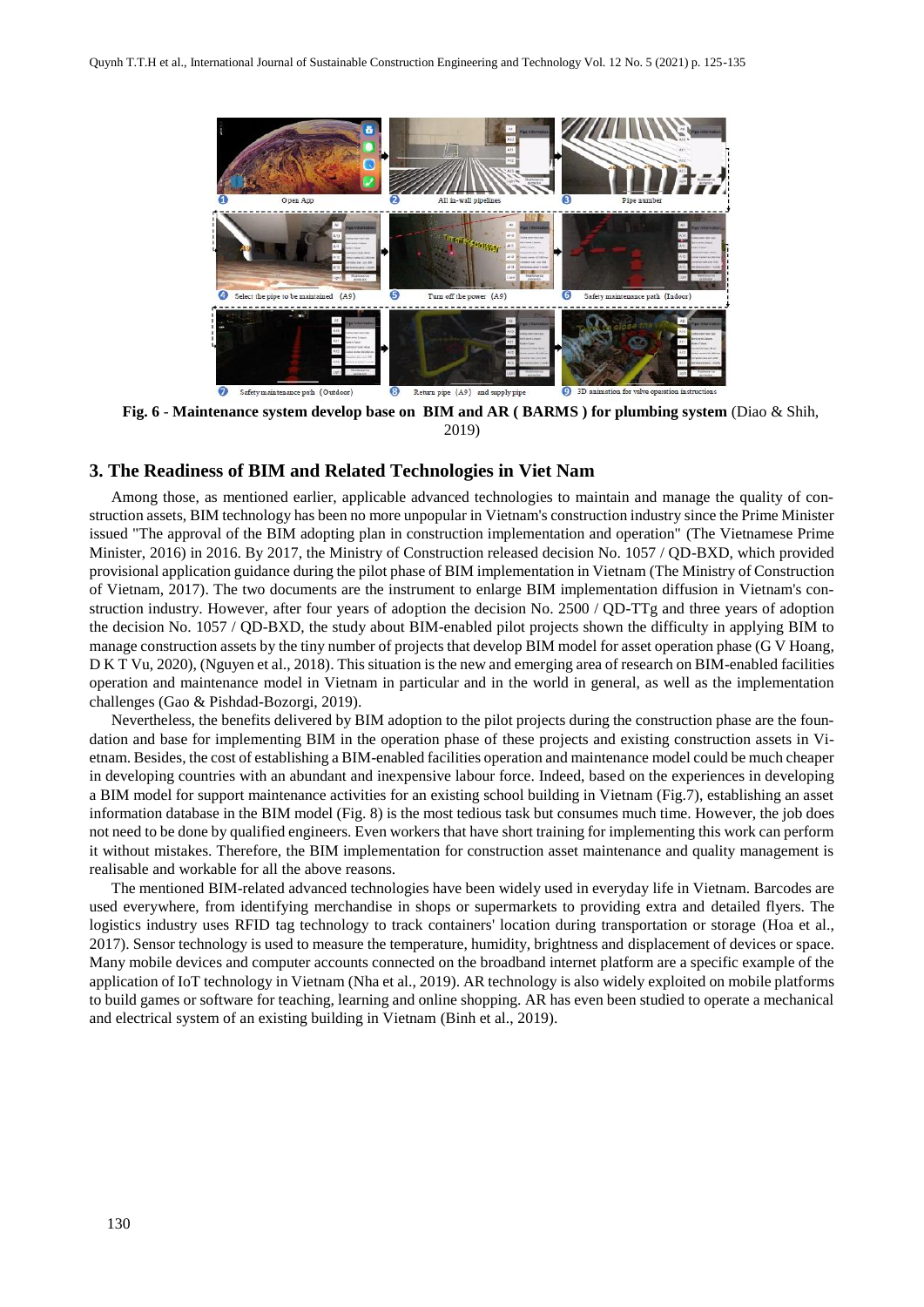**Fig. 6 - Maintenance system develop base on BIM and AR ( BARMS ) for plumbing system** (Diao & Shih, 2019)

## 3. The Readiness of BIM and Related Technologies in Viet Nam

Among those, as mentioned earlier, applicable advanced technologies to maintain and manage the quality of construction assets, BIM technology has been no more unpopular in Vietnam's construction industry since the Prime Minister issued "The approval of the BIM adopting plan in construction implementation and operation" (The Vietnamese Prime Minister, 2016) in 2016. By 2017, the Ministry of Construction released decision No. 1057 / QD-BXD, which provided provisional application guidance during the pilot phase of BIM implementation in Vietnam (The Ministry of Construction of Vietnam, 2017). The two documents are the instrument to enlarge BIM implementation diffusion in Vietnam's construction industry. However, after four years of adoption the decision No. 2500 / QD-TTg and three years of adoption the decision No. 1057 / QD-BXD, the study about BIM-enabled pilot projects shown the difficulty in applying BIM to manage construction assets by the tiny number of projects that develop BIM model for asset operation phase (G V Hoang, D K T Vu, 2020), (Nguyen et al., 2018). This situation is the new and emerging area of research on BIM-enabled facilities operation and maintenance model in Vietnam in particular and in the world in general, as well as the implementation challenges (Gao & Pishdad-Bozorgi, 2019).

Nevertheless, the benefits delivered by BIM adoption to the pilot projects during the construction phase are the foundation and base for implementing BIM in the operation phase of these projects and existing construction assets in Vietnam. Besides, the cost of establishing a BIM-enabled facilities operation and maintenance model could be much cheaper in developing countries with an abundant and inexpensive labour force. Indeed, based on the experiences in developing a BIM model for support maintenance activities for an existing school building in Vietnam (Fig.7), establishing an asset information database in the BIM model (Fig. 8) is the most tedious task but consumes much time. However, the job does not need to be done by qualified engineers. Even workers that have short training for implementing this work can perform it without mistakes. Therefore, the BIM implementation for construction asset maintenance and quality management is realisable and workable for all the above reasons.

The mentioned BIM-related advanced technologies have been widely used in everyday life in Vietnam. Barcodes are used everywhere, from identifying merchandise in shops or supermarkets to providing extra and detailed flyers. The logistics industry uses RFID tag technology to track containers' location during transportation or storage (Hoa et al., 2017). Sensor technology is used to measure the temperature, humidity, brightness and displacement of devices or space. Many mobile devices and computer accounts connected on the broadband internet platform are a specific example of the application of IoT technology in Vietnam (Nha et al., 2019). AR technology is also widely exploited on mobile platforms to build games or software for teaching, learning and online shopping. AR has even been studied to operate a mechanical and electrical system of an existing building in Vietnam (Binh et al., 2019).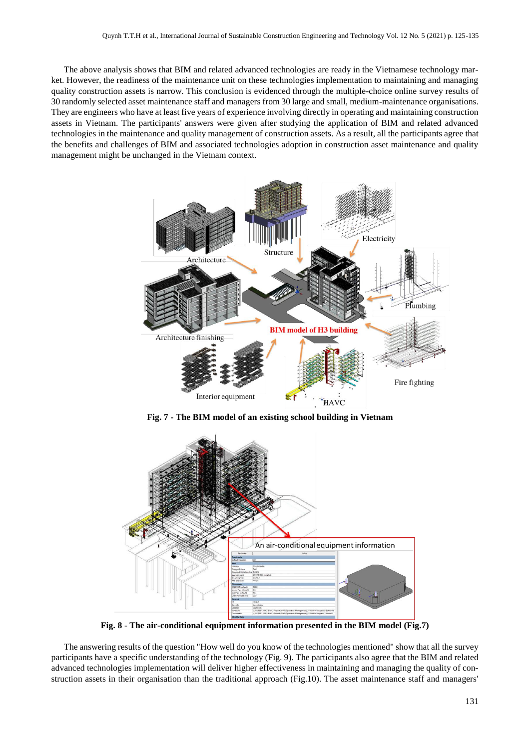The above analysis shows that BIM and related advanced technologies are ready in the Vietnamese technology market. However, the readiness of the maintenance unit on these technologies implementation to maintaining and managing quality construction assets is narrow. This conclusion is evidenced through the multiple-choice online survey results of 30 randomly selected asset maintenance staff and managers from 30 large and small, medium-maintenance organisations. They are engineers who have at least five years of experience involving directly in operating and maintaining construction assets in Vietnam. The participants' answers were given after studying the application of BIM and related advanced technologies in the maintenance and quality management of construction assets. As a result, all the participants agree that the benefits and challenges of BIM and associated technologies adoption in construction asset maintenance and quality management might be unchanged in the Vietnam context.

**Fig. 7 - The BIM model of an existing school building in Vietnam**

**Fig. 8 - The air-conditional equipment information presented in the BIM model (Fig.7)**

The answering results of the question "How well do you know of the technologies mentioned" show that all the survey participants have a specific understanding of the technology (Fig. 9). The participants also agree that the BIM and related advanced technologies implementation will deliver higher effectiveness in maintaining and managing the quality of construction assets in their organisation than the traditional approach (Fig.10). The asset maintenance staff and managers'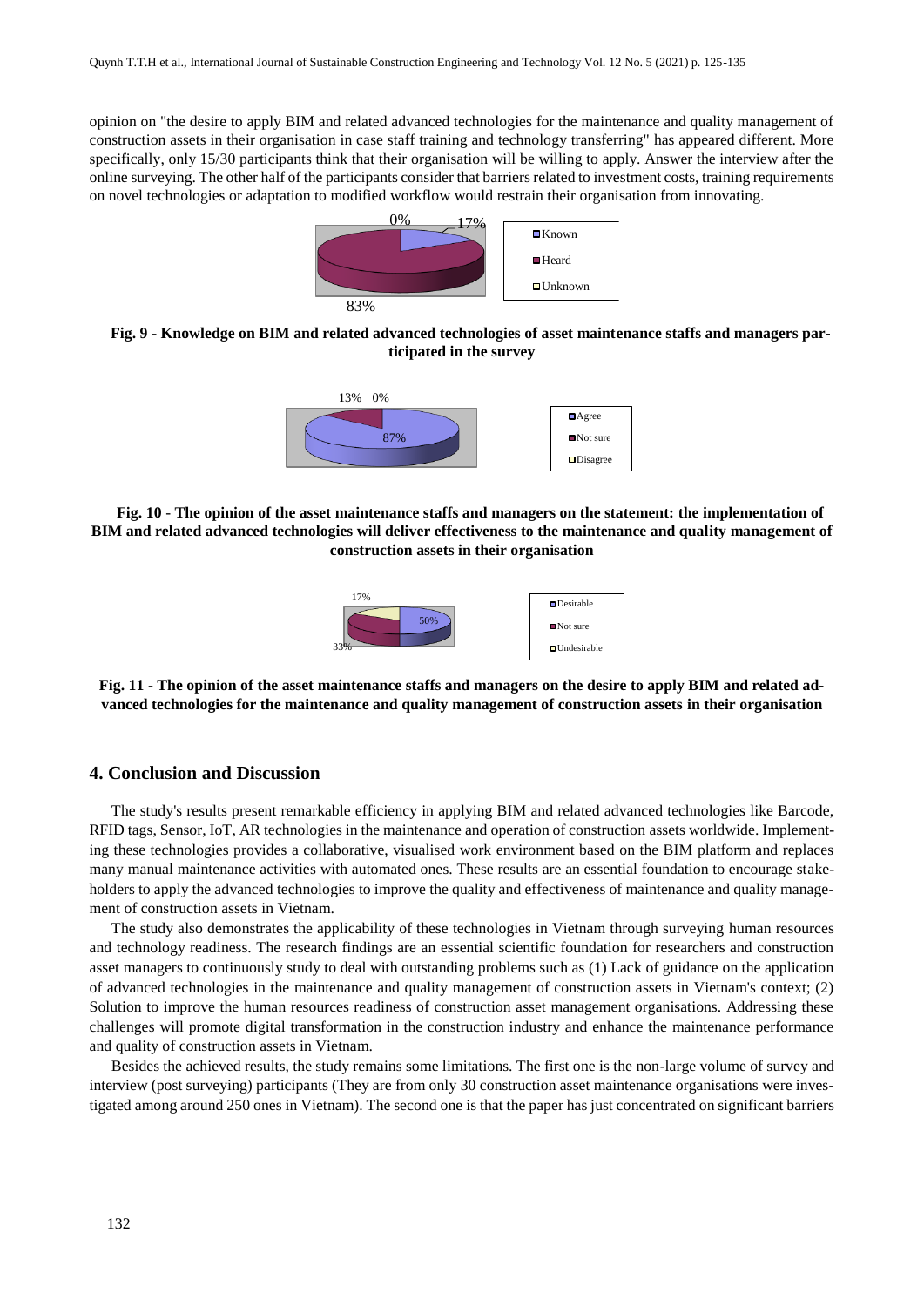opinion on "the desire to apply BIM and related advanced technologies for the maintenance and quality management of construction assets in their organisation in case staff training and technology transferring" has appeared different. More specifically, only 15/30 participants think that their organisation will be willing to apply. Answer the interview after the online surveying. The other half of the participants consider that barriers related to investment costs, training requirements on novel technologies or adaptation to modified workflow would restrain their organisation from innovating.

**Fig. 9** - **Knowledge on BIM and related advanced technologies of asset maintenance staffs and managers participated in the survey**

**Fig. 10** - **The opinion of the asset maintenance staffs and managers on the statement: the implementation of BIM and related advanced technologies will deliver effectiveness to the maintenance and quality management of construction assets in their organisation**

**Fig. 11** - **The opinion of the asset maintenance staffs and managers on the desire to apply BIM and related advanced technologies for the maintenance and quality management of construction assets in their organisation**

## 4. Conclusion and Discussion

The study's results present remarkable efficiency in applying BIM and related advanced technologies like Barcode, RFID tags, Sensor, IoT, AR technologies in the maintenance and operation of construction assets worldwide. Implementing these technologies provides a collaborative, visualised work environment based on the BIM platform and replaces many manual maintenance activities with automated ones. These results are an essential foundation to encourage stakeholders to apply the advanced technologies to improve the quality and effectiveness of maintenance and quality management of construction assets in Vietnam.

The study also demonstrates the applicability of these technologies in Vietnam through surveying human resources and technology readiness. The research findings are an essential scientific foundation for researchers and construction asset managers to continuously study to deal with outstanding problems such as (1) Lack of guidance on the application of advanced technologies in the maintenance and quality management of construction assets in Vietnam's context; (2) Solution to improve the human resources readiness of construction asset management organisations. Addressing these challenges will promote digital transformation in the construction industry and enhance the maintenance performance and quality of construction assets in Vietnam.

Besides the achieved results, the study remains some limitations. The first one is the non-large volume of survey and interview (post surveying) participants (They are from only 30 construction asset maintenance organisations were investigated among around 250 ones in Vietnam). The second one is that the paper has just concentrated on significant barriers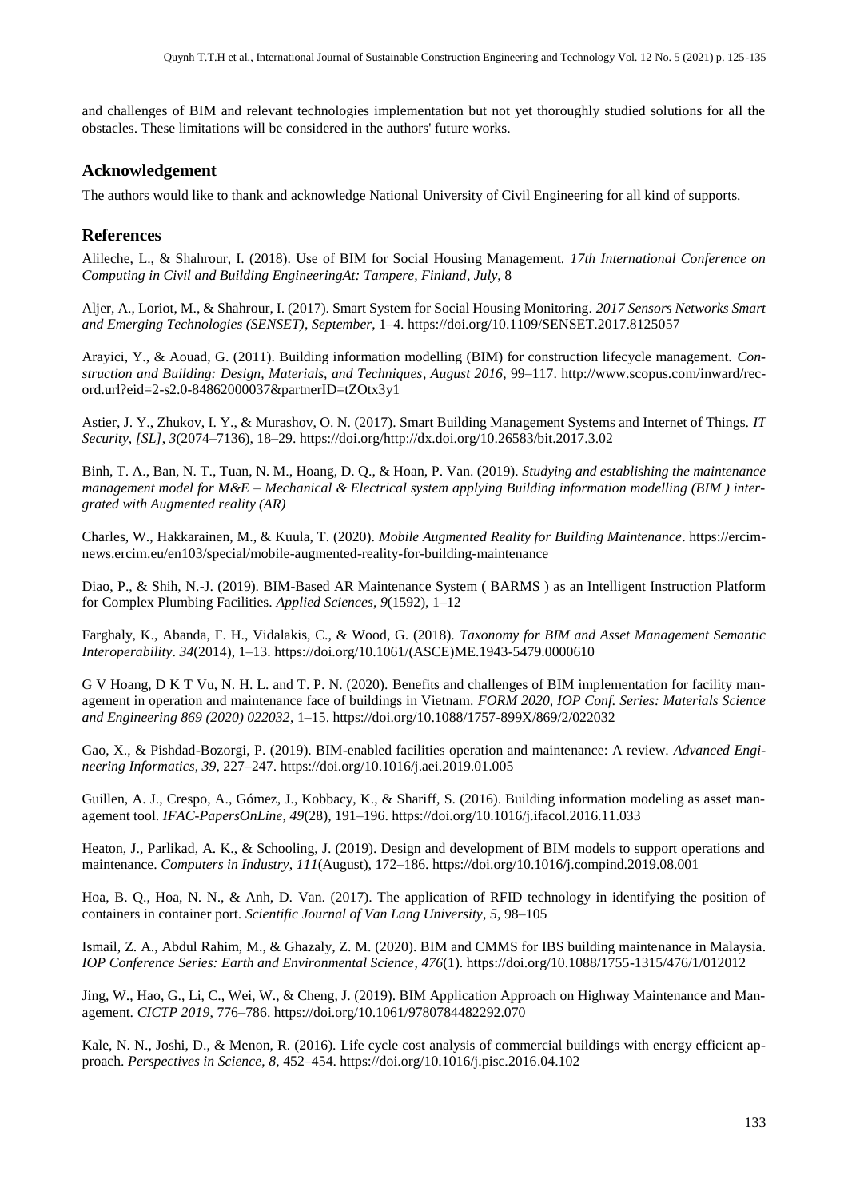and challenges of BIM and relevant technologies implementation but not yet thoroughly studied solutions for all the obstacles. These limitations will be considered in the authors' future works.

## Acknowledgement

The authors would like to thank and acknowledge National University of Civil Engineering for all kind of supports.

## References

Alileche, L., & Shahrour, I. (2018). Use of BIM for Social Housing Management. *17th International Conference on Computing in Civil and Building EngineeringAt: Tampere, Finland*, *July*, 8

Aljer, A., Loriot, M., & Shahrour, I. (2017). Smart System for Social Housing Monitoring. *2017 Sensors Networks Smart and Emerging Technologies (SENSET)*, *September*, 1–4. https://doi.org/10.1109/SENSET.2017.8125057

Arayici, Y., & Aouad, G. (2011). Building information modelling (BIM) for construction lifecycle management. *Construction and Building: Design, Materials, and Techniques*, *August 2016*, 99–117. http://www.scopus.com/inward/record.url?eid=2-s2.0-84862000037&partnerID=tZOtx3y1

Astier, J. Y., Zhukov, I. Y., & Murashov, O. N. (2017). Smart Building Management Systems and Internet of Things. *IT Security, [SL]*, *3*(2074–7136), 18–29. https://doi.org/http://dx.doi.org/10.26583/bit.2017.3.02

Binh, T. A., Ban, N. T., Tuan, N. M., Hoang, D. Q., & Hoan, P. Van. (2019). *Studying and establishing the maintenance management model for M&E – Mechanical & Electrical system applying Building information modelling (BIM ) intergrated with Augmented reality (AR)*

Charles, W., Hakkarainen, M., & Kuula, T. (2020). *Mobile Augmented Reality for Building Maintenance*. https://ercim-news.ercim.eu/en103/special/mobile-augmented-reality-for-building-maintenance

Diao, P., & Shih, N.-J. (2019). BIM-Based AR Maintenance System ( BARMS ) as an Intelligent Instruction Platform for Complex Plumbing Facilities. *Applied Sciences*, *9*(1592), 1–12

Farghaly, K., Abanda, F. H., Vidalakis, C., & Wood, G. (2018). *Taxonomy for BIM and Asset Management Semantic Interoperability*. *34*(2014), 1–13. https://doi.org/10.1061/(ASCE)ME.1943-5479.0000610

G V Hoang, D K T Vu, N. H. L. and T. P. N. (2020). Benefits and challenges of BIM implementation for facility management in operation and maintenance face of buildings in Vietnam. *FORM 2020, IOP Conf. Series: Materials Science and Engineering 869 (2020) 022032*, 1–15. https://doi.org/10.1088/1757-899X/869/2/022032

Gao, X., & Pishdad-Bozorgi, P. (2019). BIM-enabled facilities operation and maintenance: A review. *Advanced Engineering Informatics*, *39*, 227–247. https://doi.org/10.1016/j.aei.2019.01.005

Guillen, A. J., Crespo, A., Gómez, J., Kobbacy, K., & Shariff, S. (2016). Building information modeling as asset management tool. *IFAC-PapersOnLine*, *49*(28), 191–196. https://doi.org/10.1016/j.ifacol.2016.11.033

Heaton, J., Parlikad, A. K., & Schooling, J. (2019). Design and development of BIM models to support operations and maintenance. *Computers in Industry*, *111*(August), 172–186. https://doi.org/10.1016/j.compind.2019.08.001

Hoa, B. Q., Hoa, N. N., & Anh, D. Van. (2017). The application of RFID technology in identifying the position of containers in container port. *Scientific Journal of Van Lang University*, *5*, 98–105

Ismail, Z. A., Abdul Rahim, M., & Ghazaly, Z. M. (2020). BIM and CMMS for IBS building maintenance in Malaysia. *IOP Conference Series: Earth and Environmental Science*, *476*(1). https://doi.org/10.1088/1755-1315/476/1/012012

Jing, W., Hao, G., Li, C., Wei, W., & Cheng, J. (2019). BIM Application Approach on Highway Maintenance and Management. *CICTP 2019*, 776–786. https://doi.org/10.1061/9780784482292.070

Kale, N. N., Joshi, D., & Menon, R. (2016). Life cycle cost analysis of commercial buildings with energy efficient approach. *Perspectives in Science*, *8*, 452–454. https://doi.org/10.1016/j.pisc.2016.04.102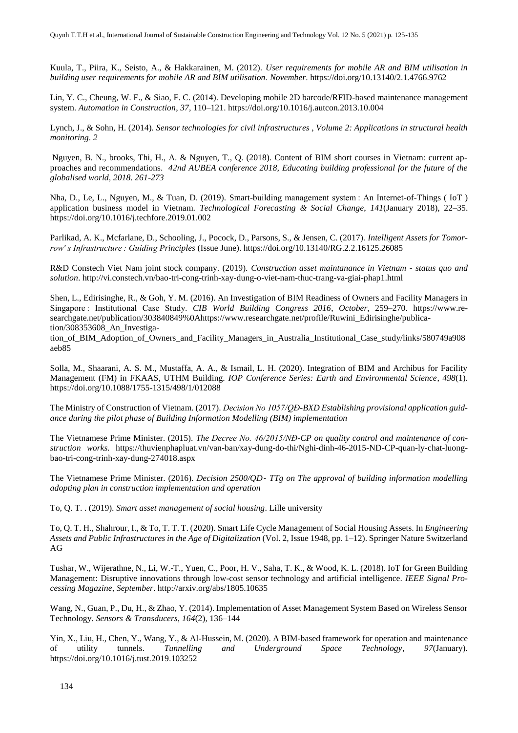Kuula, T., Piira, K., Seisto, A., & Hakkarainen, M. (2012). *User requirements for mobile AR and BIM utilisation in building user requirements for mobile AR and BIM utilisation*. *November*. https://doi.org/10.13140/2.1.4766.9762

Lin, Y. C., Cheung, W. F., & Siao, F. C. (2014). Developing mobile 2D barcode/RFID-based maintenance management system. *Automation in Construction*, *37*, 110–121. https://doi.org/10.1016/j.autcon.2013.10.004

Lynch, J., & Sohn, H. (2014). *Sensor technologies for civil infrastructures , Volume 2: Applications in structural health monitoring*. *2*

Nguyen, B. N., brooks, Thi, H., A. & Nguyen, T., Q. (2018). Content of BIM short courses in Vietnam: current approaches and recommendations. *42nd AUBEA conference 2018, Educating building professional for the future of the globalised world, 2018. 261-273*

Nha, D., Le, L., Nguyen, M., & Tuan, D. (2019). Smart-building management system : An Internet-of-Things ( IoT ) application business model in Vietnam. *Technological Forecasting & Social Change*, *141*(January 2018), 22–35. https://doi.org/10.1016/j.techfore.2019.01.002

Parlikad, A. K., Mcfarlane, D., Schooling, J., Pocock, D., Parsons, S., & Jensen, C. (2017). *Intelligent Assets for Tomorrow' s Infrastructure : Guiding Principles* (Issue June). https://doi.org/10.13140/RG.2.2.16125.26085

R&D Constech Viet Nam joint stock company. (2019). *Construction asset maintanance in Vietnam - status quo and solution*. http://vi.constech.vn/bao-tri-cong-trinh-xay-dung-o-viet-nam-thuc-trang-va-giai-phap1.html

Shen, L., Edirisinghe, R., & Goh, Y. M. (2016). An Investigation of BIM Readiness of Owners and Facility Managers in Singapore : Institutional Case Study. *CIB World Building Congress 2016*, *October*, 259–270. https://www.researchgate.net/publication/303840849%0Ahttps://www.researchgate.net/profile/Ruwini_Edirisinghe/publication/308353608_An_Investigation_of_BIM_Adoption_of_Owners_and_Facility_Managers_in_Australia_Institutional_Case_study/links/580749a908aeb85

Solla, M., Shaarani, A. S. M., Mustaffa, A. A., & Ismail, L. H. (2020). Integration of BIM and Archibus for Facility Management (FM) in FKAAS, UTHM Building. *IOP Conference Series: Earth and Environmental Science*, *498*(1). https://doi.org/10.1088/1755-1315/498/1/012088

The Ministry of Construction of Vietnam. (2017). *Decision No 1057/QĐ-BXD Establishing provisional application guidance during the pilot phase of Building Information Modelling (BIM) implementation*

The Vietnamese Prime Minister. (2015). *The Decree No. 46/2015/NĐ-CP on quality control and maintenance of construction works.* https://thuvienphapluat.vn/van-ban/xay-dung-do-thi/Nghi-dinh-46-2015-ND-CP-quan-ly-chat-luong-bao-tri-cong-trinh-xay-dung-274018.aspx

The Vietnamese Prime Minister. (2016). *Decision 2500/QD- TTg on The approval of building information modelling adopting plan in construction implementation and operation*

To, Q. T. . (2019). *Smart asset management of social housing*. Lille university

To, Q. T. H., Shahrour, I., & To, T. T. T. (2020). Smart Life Cycle Management of Social Housing Assets. In *Engineering Assets and Public Infrastructures in the Age of Digitalization* (Vol. 2, Issue 1948, pp. 1–12). Springer Nature Switzerland AG

Tushar, W., Wijerathne, N., Li, W.-T., Yuen, C., Poor, H. V., Saha, T. K., & Wood, K. L. (2018). IoT for Green Building Management: Disruptive innovations through low-cost sensor technology and artificial intelligence. *IEEE Signal Processing Magazine*, *September*. http://arxiv.org/abs/1805.10635

Wang, N., Guan, P., Du, H., & Zhao, Y. (2014). Implementation of Asset Management System Based on Wireless Sensor Technology. *Sensors & Transducers*, *164*(2), 136–144

Yin, X., Liu, H., Chen, Y., Wang, Y., & Al-Hussein, M. (2020). A BIM-based framework for operation and maintenance of utility tunnels. *Tunnelling and Underground Space Technology*, *97*(January). https://doi.org/10.1016/j.tust.2019.103252